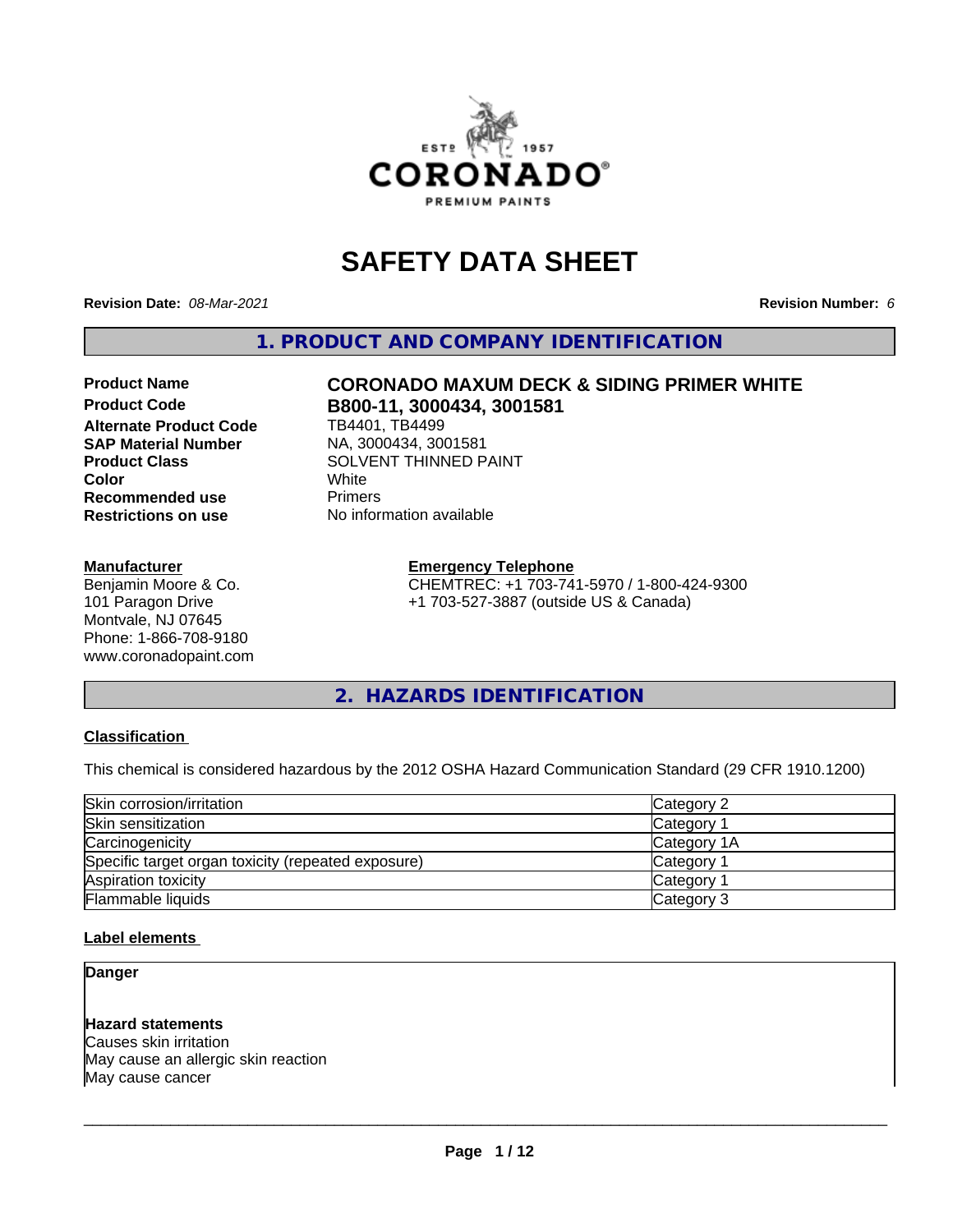# SAFETY DATA SHEET

**Revision Date:** *08-Mar-2021* **Revision Number:** *6*

## 1. PRODUCT AND COMPANY IDENTIFICATION

| | |
|---|---|
| **Product Name** | **CORONADO MAXUM DECK & SIDING PRIMER WHITE** |
| **Product Code** | **B800-11, 3000434, 3001581** |
| **Alternate Product Code** | TB4401, TB4499 |
| **SAP Material Number** | NA, 3000434, 3001581 |
| **Product Class** | SOLVENT THINNED PAINT |
| **Color** | White |
| **Recommended use** | Primers |
| **Restrictions on use** | No information available |

**Manufacturer**
Benjamin Moore & Co.
101 Paragon Drive
Montvale, NJ 07645
Phone: 1-866-708-9180
www.coronadopaint.com

**Emergency Telephone**
CHEMTREC: +1 703-741-5970 / 1-800-424-9300
+1 703-527-3887 (outside US & Canada)

## 2. HAZARDS IDENTIFICATION

**Classification**

This chemical is considered hazardous by the 2012 OSHA Hazard Communication Standard (29 CFR 1910.1200)

| | |
|---|---|
| Skin corrosion/irritation | Category 2 |
| Skin sensitization | Category 1 |
| Carcinogenicity | Category 1A |
| Specific target organ toxicity (repeated exposure) | Category 1 |
| Aspiration toxicity | Category 1 |
| Flammable liquids | Category 3 |

**Label elements**

**Danger**

**Hazard statements**
Causes skin irritation
May cause an allergic skin reaction
May cause cancer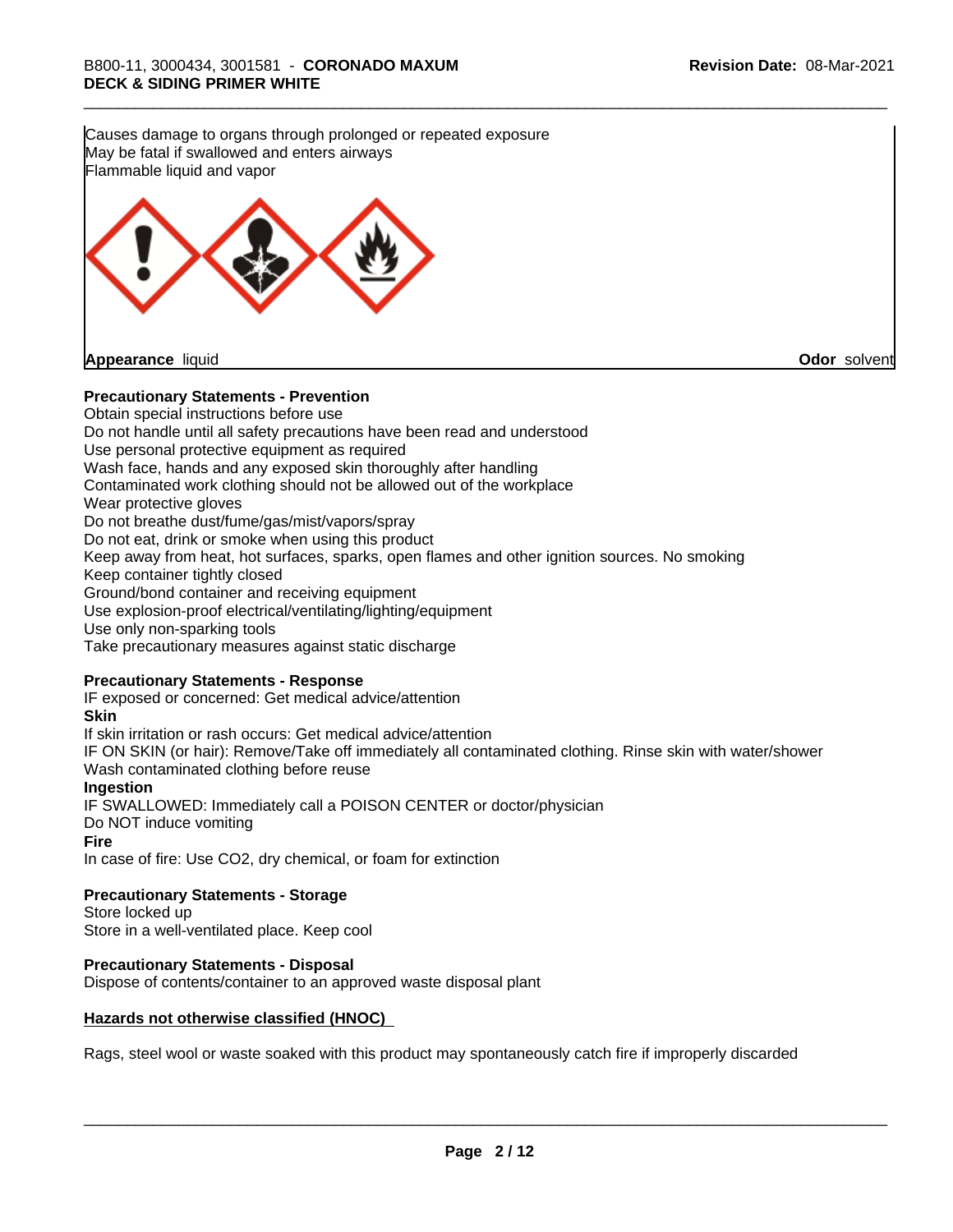Causes damage to organs through prolonged or repeated exposure
May be fatal if swallowed and enters airways
Flammable liquid and vapor

**Appearance** liquid

**Odor** solvent

**Precautionary Statements - Prevention**

Obtain special instructions before use
Do not handle until all safety precautions have been read and understood
Use personal protective equipment as required
Wash face, hands and any exposed skin thoroughly after handling
Contaminated work clothing should not be allowed out of the workplace
Wear protective gloves
Do not breathe dust/fume/gas/mist/vapors/spray
Do not eat, drink or smoke when using this product
Keep away from heat, hot surfaces, sparks, open flames and other ignition sources. No smoking
Keep container tightly closed
Ground/bond container and receiving equipment
Use explosion-proof electrical/ventilating/lighting/equipment
Use only non-sparking tools
Take precautionary measures against static discharge

**Precautionary Statements - Response**

IF exposed or concerned: Get medical advice/attention

**Skin**

If skin irritation or rash occurs: Get medical advice/attention
IF ON SKIN (or hair): Remove/Take off immediately all contaminated clothing. Rinse skin with water/shower
Wash contaminated clothing before reuse

**Ingestion**

IF SWALLOWED: Immediately call a POISON CENTER or doctor/physician
Do NOT induce vomiting

**Fire**

In case of fire: Use CO2, dry chemical, or foam for extinction

**Precautionary Statements - Storage**

Store locked up
Store in a well-ventilated place. Keep cool

**Precautionary Statements - Disposal**

Dispose of contents/container to an approved waste disposal plant

**Hazards not otherwise classified (HNOC)**

Rags, steel wool or waste soaked with this product may spontaneously catch fire if improperly discarded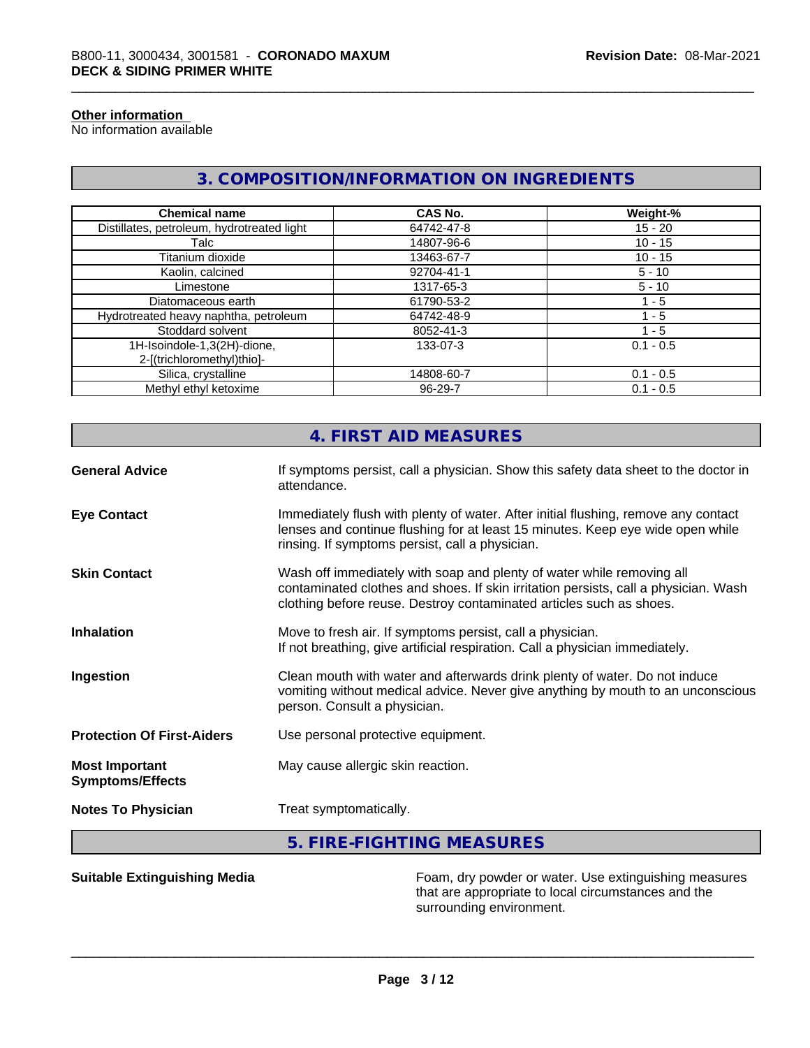**Other information**
No information available

## 3. COMPOSITION/INFORMATION ON INGREDIENTS

| Chemical name | CAS No. | Weight-% |
| --- | --- | --- |
| Distillates, petroleum, hydrotreated light | 64742-47-8 | 15 - 20 |
| Talc | 14807-96-6 | 10 - 15 |
| Titanium dioxide | 13463-67-7 | 10 - 15 |
| Kaolin, calcined | 92704-41-1 | 5 - 10 |
| Limestone | 1317-65-3 | 5 - 10 |
| Diatomaceous earth | 61790-53-2 | 1 - 5 |
| Hydrotreated heavy naphtha, petroleum | 64742-48-9 | 1 - 5 |
| Stoddard solvent | 8052-41-3 | 1 - 5 |
| 1H-Isoindole-1,3(2H)-dione, 2-[(trichloromethyl)thio]- | 133-07-3 | 0.1 - 0.5 |
| Silica, crystalline | 14808-60-7 | 0.1 - 0.5 |
| Methyl ethyl ketoxime | 96-29-7 | 0.1 - 0.5 |

## 4. FIRST AID MEASURES

**General Advice**
If symptoms persist, call a physician. Show this safety data sheet to the doctor in attendance.

**Eye Contact**
Immediately flush with plenty of water. After initial flushing, remove any contact lenses and continue flushing for at least 15 minutes. Keep eye wide open while rinsing. If symptoms persist, call a physician.

**Skin Contact**
Wash off immediately with soap and plenty of water while removing all contaminated clothes and shoes. If skin irritation persists, call a physician. Wash clothing before reuse. Destroy contaminated articles such as shoes.

**Inhalation**
Move to fresh air. If symptoms persist, call a physician.
If not breathing, give artificial respiration. Call a physician immediately.

**Ingestion**
Clean mouth with water and afterwards drink plenty of water. Do not induce vomiting without medical advice. Never give anything by mouth to an unconscious person. Consult a physician.

**Protection Of First-Aiders**
Use personal protective equipment.

**Most Important Symptoms/Effects**
May cause allergic skin reaction.

**Notes To Physician**
Treat symptomatically.

## 5. FIRE-FIGHTING MEASURES

**Suitable Extinguishing Media**
Foam, dry powder or water. Use extinguishing measures that are appropriate to local circumstances and the surrounding environment.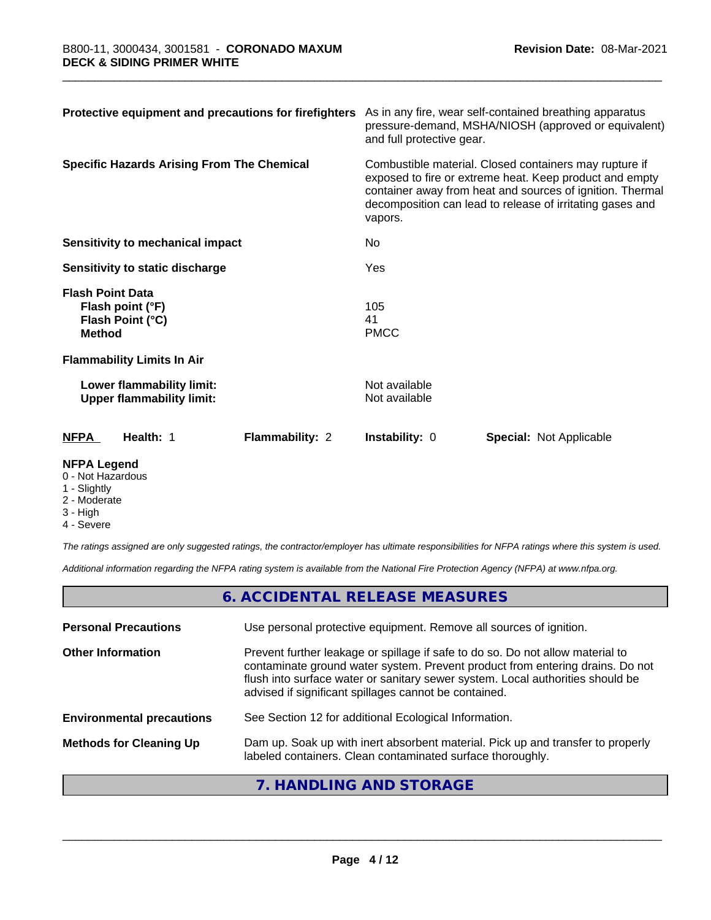| | |
|---|---|
| **Protective equipment and precautions for firefighters** | As in any fire, wear self-contained breathing apparatus pressure-demand, MSHA/NIOSH (approved or equivalent) and full protective gear. |
| **Specific Hazards Arising From The Chemical** | Combustible material. Closed containers may rupture if exposed to fire or extreme heat. Keep product and empty container away from heat and sources of ignition. Thermal decomposition can lead to release of irritating gases and vapors. |
| **Sensitivity to mechanical impact** | No |
| **Sensitivity to static discharge** | Yes |

**Flash Point Data**

| | |
|---|---|
| **Flash point (°F)** | 105 |
| **Flash Point (°C)** | 41 |
| **Method** | PMCC |

**Flammability Limits In Air**

| | |
|---|---|
| **Lower flammability limit:** | Not available |
| **Upper flammability limit:** | Not available |

| **NFPA** | **Health:** 1 | **Flammability:** 2 | **Instability:** 0 | **Special:** Not Applicable |
|---|---|---|---|---|

**NFPA Legend**

- 0 - Not Hazardous
- 1 - Slightly
- 2 - Moderate
- 3 - High
- 4 - Severe

*The ratings assigned are only suggested ratings, the contractor/employer has ultimate responsibilities for NFPA ratings where this system is used.*

*Additional information regarding the NFPA rating system is available from the National Fire Protection Agency (NFPA) at www.nfpa.org.*

## 6. ACCIDENTAL RELEASE MEASURES

| | |
|---|---|
| **Personal Precautions** | Use personal protective equipment. Remove all sources of ignition. |
| **Other Information** | Prevent further leakage or spillage if safe to do so. Do not allow material to contaminate ground water system. Prevent product from entering drains. Do not flush into surface water or sanitary sewer system. Local authorities should be advised if significant spillages cannot be contained. |
| **Environmental precautions** | See Section 12 for additional Ecological Information. |
| **Methods for Cleaning Up** | Dam up. Soak up with inert absorbent material. Pick up and transfer to properly labeled containers. Clean contaminated surface thoroughly. |

## 7. HANDLING AND STORAGE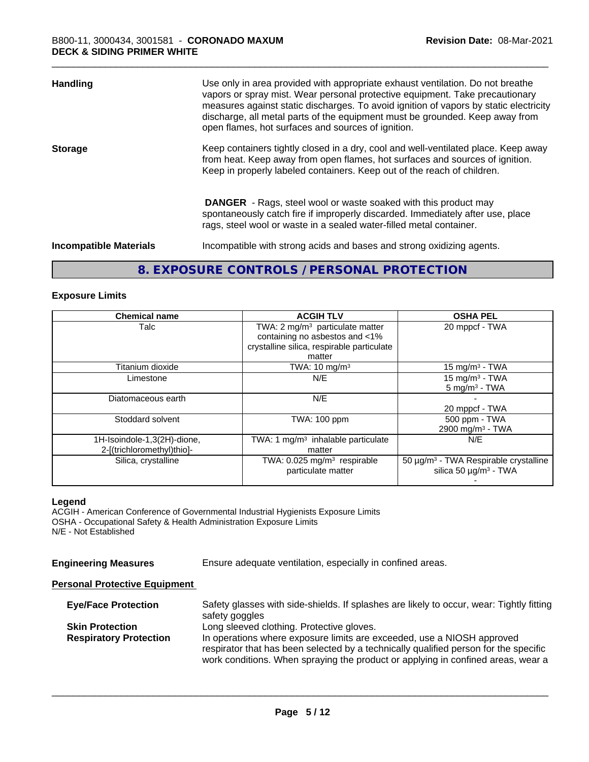**Handling** Use only in area provided with appropriate exhaust ventilation. Do not breathe vapors or spray mist. Wear personal protective equipment. Take precautionary measures against static discharges. To avoid ignition of vapors by static electricity discharge, all metal parts of the equipment must be grounded. Keep away from open flames, hot surfaces and sources of ignition.

**Storage** Keep containers tightly closed in a dry, cool and well-ventilated place. Keep away from heat. Keep away from open flames, hot surfaces and sources of ignition. Keep in properly labeled containers. Keep out of the reach of children.

**DANGER** - Rags, steel wool or waste soaked with this product may spontaneously catch fire if improperly discarded. Immediately after use, place rags, steel wool or waste in a sealed water-filled metal container.

**Incompatible Materials** Incompatible with strong acids and bases and strong oxidizing agents.

## 8. EXPOSURE CONTROLS / PERSONAL PROTECTION

### Exposure Limits

| Chemical name | ACGIH TLV | OSHA PEL |
|---|---|---|
| Talc | TWA: 2 mg/m³ particulate matter containing no asbestos and <1% crystalline silica, respirable particulate matter | 20 mppcf - TWA |
| Titanium dioxide | TWA: 10 mg/m³ | 15 mg/m³ - TWA |
| Limestone | N/E | 15 mg/m³ - TWA<br>5 mg/m³ - TWA |
| Diatomaceous earth | N/E | -<br>20 mppcf - TWA |
| Stoddard solvent | TWA: 100 ppm | 500 ppm - TWA<br>2900 mg/m³ - TWA |
| 1H-Isoindole-1,3(2H)-dione, 2-[(trichloromethyl)thio]- | TWA: 1 mg/m³ inhalable particulate matter | N/E |
| Silica, crystalline | TWA: 0.025 mg/m³ respirable particulate matter | 50 µg/m³ - TWA Respirable crystalline silica 50 µg/m³ - TWA<br>- |

**Legend**
ACGIH - American Conference of Governmental Industrial Hygienists Exposure Limits
OSHA - Occupational Safety & Health Administration Exposure Limits
N/E - Not Established

**Engineering Measures** Ensure adequate ventilation, especially in confined areas.

**Personal Protective Equipment**

**Eye/Face Protection** Safety glasses with side-shields. If splashes are likely to occur, wear: Tightly fitting safety goggles

**Skin Protection** Long sleeved clothing. Protective gloves.

**Respiratory Protection** In operations where exposure limits are exceeded, use a NIOSH approved respirator that has been selected by a technically qualified person for the specific work conditions. When spraying the product or applying in confined areas, wear a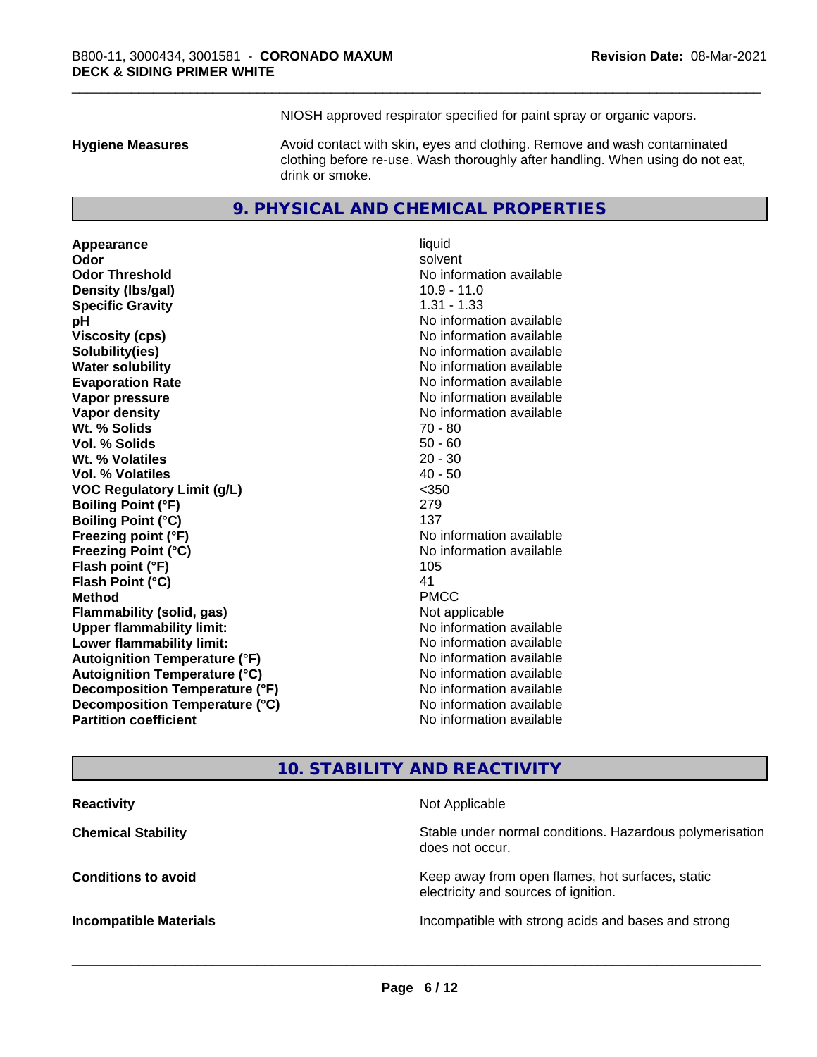NIOSH approved respirator specified for paint spray or organic vapors.

| | |
|---|---|
| **Hygiene Measures** | Avoid contact with skin, eyes and clothing. Remove and wash contaminated clothing before re-use. Wash thoroughly after handling. When using do not eat, drink or smoke. |

## 9. PHYSICAL AND CHEMICAL PROPERTIES

| | |
|---|---|
| **Appearance** | liquid |
| **Odor** | solvent |
| **Odor Threshold** | No information available |
| **Density (lbs/gal)** | 10.9 - 11.0 |
| **Specific Gravity** | 1.31 - 1.33 |
| **pH** | No information available |
| **Viscosity (cps)** | No information available |
| **Solubility(ies)** | No information available |
| **Water solubility** | No information available |
| **Evaporation Rate** | No information available |
| **Vapor pressure** | No information available |
| **Vapor density** | No information available |
| **Wt. % Solids** | 70 - 80 |
| **Vol. % Solids** | 50 - 60 |
| **Wt. % Volatiles** | 20 - 30 |
| **Vol. % Volatiles** | 40 - 50 |
| **VOC Regulatory Limit (g/L)** | <350 |
| **Boiling Point (°F)** | 279 |
| **Boiling Point (°C)** | 137 |
| **Freezing point (°F)** | No information available |
| **Freezing Point (°C)** | No information available |
| **Flash point (°F)** | 105 |
| **Flash Point (°C)** | 41 |
| **Method** | PMCC |
| **Flammability (solid, gas)** | Not applicable |
| **Upper flammability limit:** | No information available |
| **Lower flammability limit:** | No information available |
| **Autoignition Temperature (°F)** | No information available |
| **Autoignition Temperature (°C)** | No information available |
| **Decomposition Temperature (°F)** | No information available |
| **Decomposition Temperature (°C)** | No information available |
| **Partition coefficient** | No information available |

## 10. STABILITY AND REACTIVITY

| | |
|---|---|
| **Reactivity** | Not Applicable |
| **Chemical Stability** | Stable under normal conditions. Hazardous polymerisation does not occur. |
| **Conditions to avoid** | Keep away from open flames, hot surfaces, static electricity and sources of ignition. |
| **Incompatible Materials** | Incompatible with strong acids and bases and strong |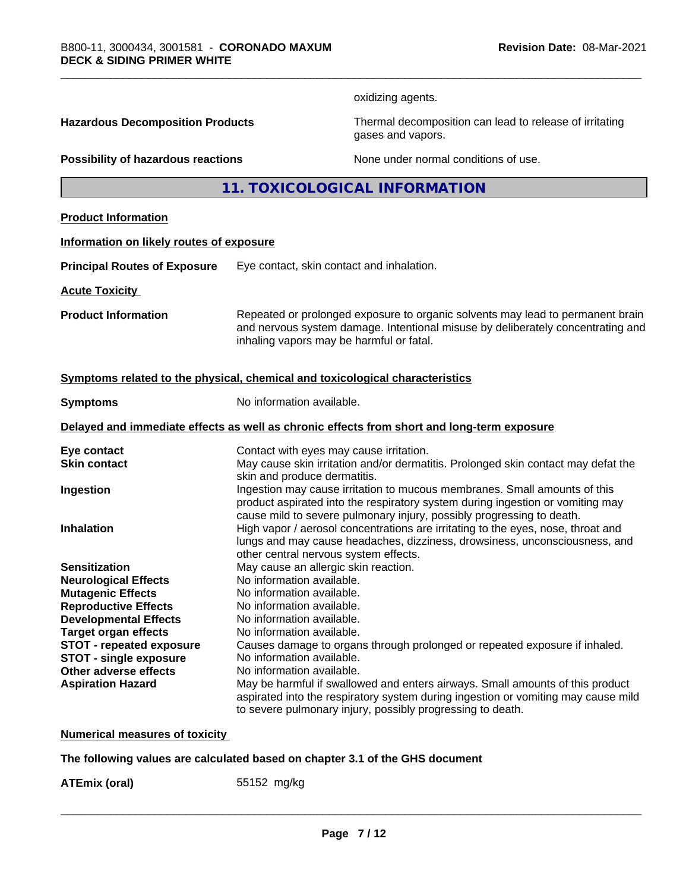oxidizing agents.

**Hazardous Decomposition Products** Thermal decomposition can lead to release of irritating gases and vapors.

**Possibility of hazardous reactions** None under normal conditions of use.

## 11. TOXICOLOGICAL INFORMATION

**Product Information**

**Information on likely routes of exposure**

**Principal Routes of Exposure** Eye contact, skin contact and inhalation.

**Acute Toxicity**

**Product Information** Repeated or prolonged exposure to organic solvents may lead to permanent brain and nervous system damage. Intentional misuse by deliberately concentrating and inhaling vapors may be harmful or fatal.

**Symptoms related to the physical, chemical and toxicological characteristics**

**Symptoms** No information available.

**Delayed and immediate effects as well as chronic effects from short and long-term exposure**

**Eye contact** Contact with eyes may cause irritation.

**Skin contact** May cause skin irritation and/or dermatitis. Prolonged skin contact may defat the skin and produce dermatitis.

**Ingestion** Ingestion may cause irritation to mucous membranes. Small amounts of this product aspirated into the respiratory system during ingestion or vomiting may cause mild to severe pulmonary injury, possibly progressing to death.

**Inhalation** High vapor / aerosol concentrations are irritating to the eyes, nose, throat and lungs and may cause headaches, dizziness, drowsiness, unconsciousness, and other central nervous system effects.

**Sensitization** May cause an allergic skin reaction.

**Neurological Effects** No information available.

**Mutagenic Effects** No information available.

**Reproductive Effects** No information available.

**Developmental Effects** No information available.

**Target organ effects** No information available.

**STOT - repeated exposure** Causes damage to organs through prolonged or repeated exposure if inhaled.

**STOT - single exposure** No information available.

**Other adverse effects** No information available.

**Aspiration Hazard** May be harmful if swallowed and enters airways. Small amounts of this product aspirated into the respiratory system during ingestion or vomiting may cause mild to severe pulmonary injury, possibly progressing to death.

**Numerical measures of toxicity**

**The following values are calculated based on chapter 3.1 of the GHS document**

**ATEmix (oral)** 55152 mg/kg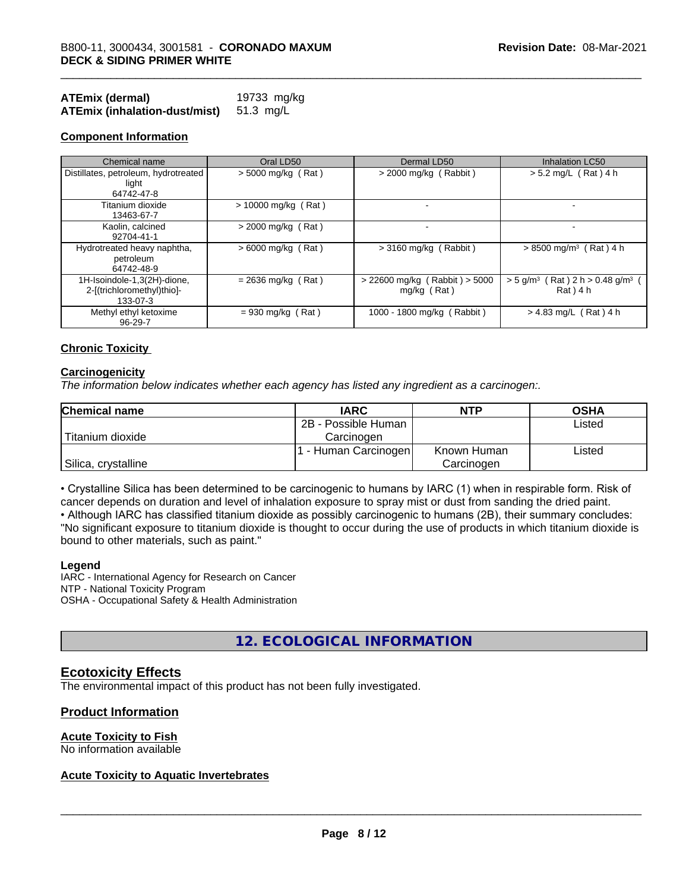**ATEmix (dermal)** 19733 mg/kg
**ATEmix (inhalation-dust/mist)** 51.3 mg/L

**Component Information**

| Chemical name | Oral LD50 | Dermal LD50 | Inhalation LC50 |
|---|---|---|---|
| Distillates, petroleum, hydrotreated light<br>64742-47-8 | > 5000 mg/kg ( Rat ) | > 2000 mg/kg ( Rabbit ) | > 5.2 mg/L ( Rat ) 4 h |
| Titanium dioxide<br>13463-67-7 | > 10000 mg/kg ( Rat ) | - | - |
| Kaolin, calcined<br>92704-41-1 | > 2000 mg/kg ( Rat ) | - | - |
| Hydrotreated heavy naphtha, petroleum<br>64742-48-9 | > 6000 mg/kg ( Rat ) | > 3160 mg/kg ( Rabbit ) | > 8500 mg/m³ ( Rat ) 4 h |
| 1H-Isoindole-1,3(2H)-dione, 2-[(trichloromethyl)thio]-<br>133-07-3 | = 2636 mg/kg ( Rat ) | > 22600 mg/kg ( Rabbit ) > 5000 mg/kg ( Rat ) | > 5 g/m³ ( Rat ) 2 h > 0.48 g/m³ ( Rat ) 4 h |
| Methyl ethyl ketoxime<br>96-29-7 | = 930 mg/kg ( Rat ) | 1000 - 1800 mg/kg ( Rabbit ) | > 4.83 mg/L ( Rat ) 4 h |

**Chronic Toxicity**

**Carcinogenicity**

*The information below indicates whether each agency has listed any ingredient as a carcinogen:.*

| Chemical name | IARC | NTP | OSHA |
|---|---|---|---|
| Titanium dioxide | 2B - Possible Human Carcinogen | | Listed |
| Silica, crystalline | 1 - Human Carcinogen | Known Human Carcinogen | Listed |

• Crystalline Silica has been determined to be carcinogenic to humans by IARC (1) when in respirable form. Risk of cancer depends on duration and level of inhalation exposure to spray mist or dust from sanding the dried paint.
• Although IARC has classified titanium dioxide as possibly carcinogenic to humans (2B), their summary concludes: "No significant exposure to titanium dioxide is thought to occur during the use of products in which titanium dioxide is bound to other materials, such as paint."

**Legend**
IARC - International Agency for Research on Cancer
NTP - National Toxicity Program
OSHA - Occupational Safety & Health Administration

## 12. ECOLOGICAL INFORMATION

### Ecotoxicity Effects

The environmental impact of this product has not been fully investigated.

### Product Information

**Acute Toxicity to Fish**
No information available

**Acute Toxicity to Aquatic Invertebrates**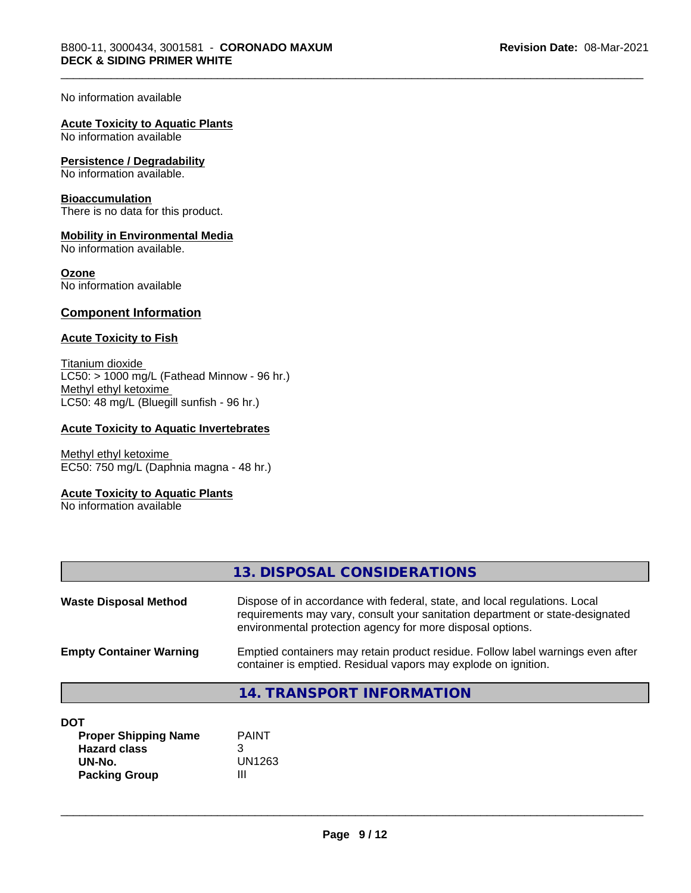No information available

**Acute Toxicity to Aquatic Plants**
No information available

**Persistence / Degradability**
No information available.

**Bioaccumulation**
There is no data for this product.

**Mobility in Environmental Media**
No information available.

**Ozone**
No information available

## Component Information

**Acute Toxicity to Fish**

Titanium dioxide
LC50: > 1000 mg/L (Fathead Minnow - 96 hr.)
Methyl ethyl ketoxime
LC50: 48 mg/L (Bluegill sunfish - 96 hr.)

**Acute Toxicity to Aquatic Invertebrates**

Methyl ethyl ketoxime
EC50: 750 mg/L (Daphnia magna - 48 hr.)

**Acute Toxicity to Aquatic Plants**
No information available

## 13. DISPOSAL CONSIDERATIONS

**Waste Disposal Method** — Dispose of in accordance with federal, state, and local regulations. Local requirements may vary, consult your sanitation department or state-designated environmental protection agency for more disposal options.

**Empty Container Warning** — Emptied containers may retain product residue. Follow label warnings even after container is emptied. Residual vapors may explode on ignition.

## 14. TRANSPORT INFORMATION

**DOT**

| | |
|---|---|
| **Proper Shipping Name** | PAINT |
| **Hazard class** | 3 |
| **UN-No.** | UN1263 |
| **Packing Group** | III |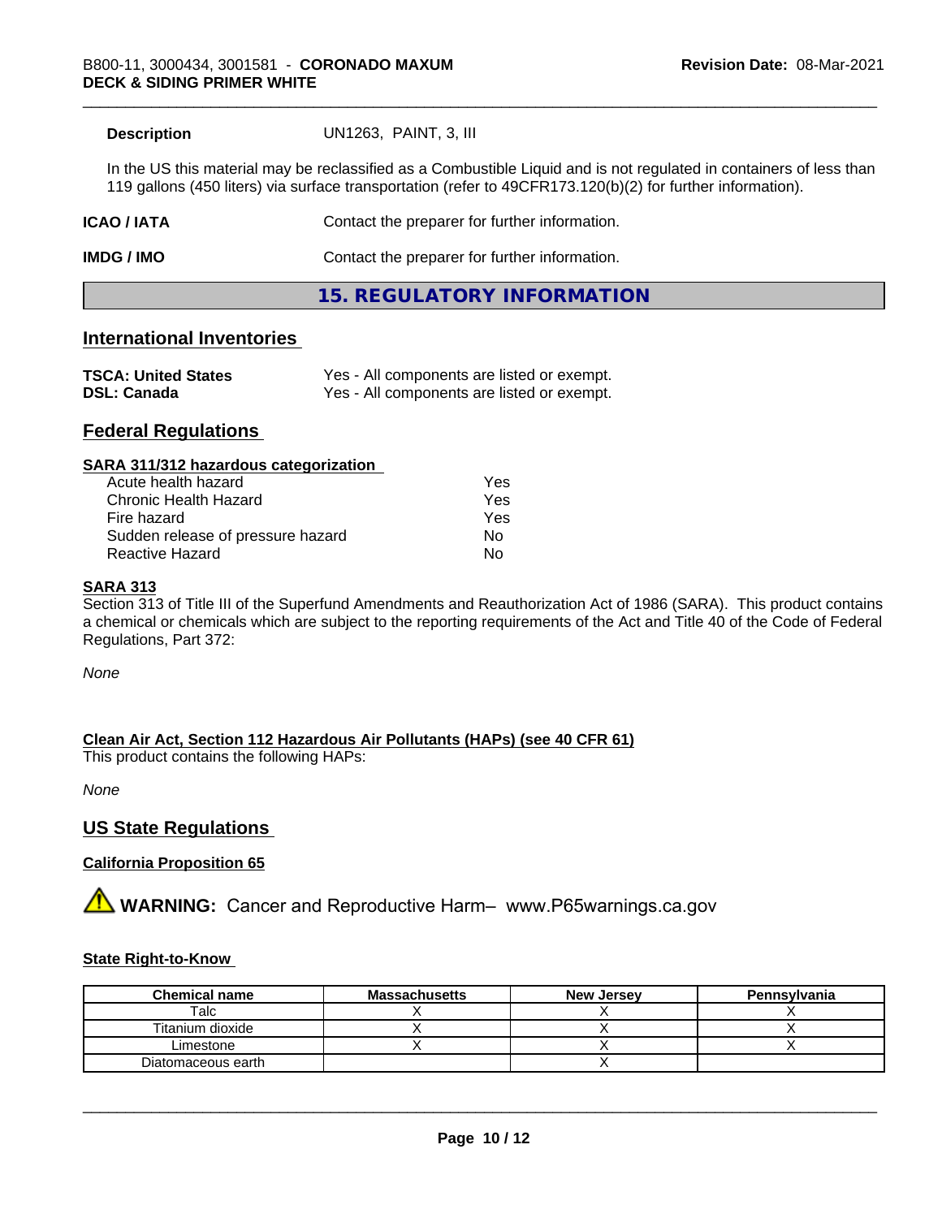| | |
|---|---|
| **Description** | UN1263, PAINT, 3, III |

In the US this material may be reclassified as a Combustible Liquid and is not regulated in containers of less than 119 gallons (450 liters) via surface transportation (refer to 49CFR173.120(b)(2) for further information).

| | |
|---|---|
| **ICAO / IATA** | Contact the preparer for further information. |
| **IMDG / IMO** | Contact the preparer for further information. |

# 15. REGULATORY INFORMATION

## International Inventories

| | |
|---|---|
| **TSCA: United States** | Yes - All components are listed or exempt. |
| **DSL: Canada** | Yes - All components are listed or exempt. |

## Federal Regulations

**SARA 311/312 hazardous categorization**

| | |
|---|---|
| Acute health hazard | Yes |
| Chronic Health Hazard | Yes |
| Fire hazard | Yes |
| Sudden release of pressure hazard | No |
| Reactive Hazard | No |

**SARA 313**

Section 313 of Title III of the Superfund Amendments and Reauthorization Act of 1986 (SARA). This product contains a chemical or chemicals which are subject to the reporting requirements of the Act and Title 40 of the Code of Federal Regulations, Part 372:

*None*

**Clean Air Act, Section 112 Hazardous Air Pollutants (HAPs) (see 40 CFR 61)**

This product contains the following HAPs:

*None*

## US State Regulations

**California Proposition 65**

⚠ **WARNING:** Cancer and Reproductive Harm– www.P65warnings.ca.gov

**State Right-to-Know**

| Chemical name | Massachusetts | New Jersey | Pennsylvania |
|---|---|---|---|
| Talc | X | X | X |
| Titanium dioxide | X | X | X |
| Limestone | X | X | X |
| Diatomaceous earth | | X | |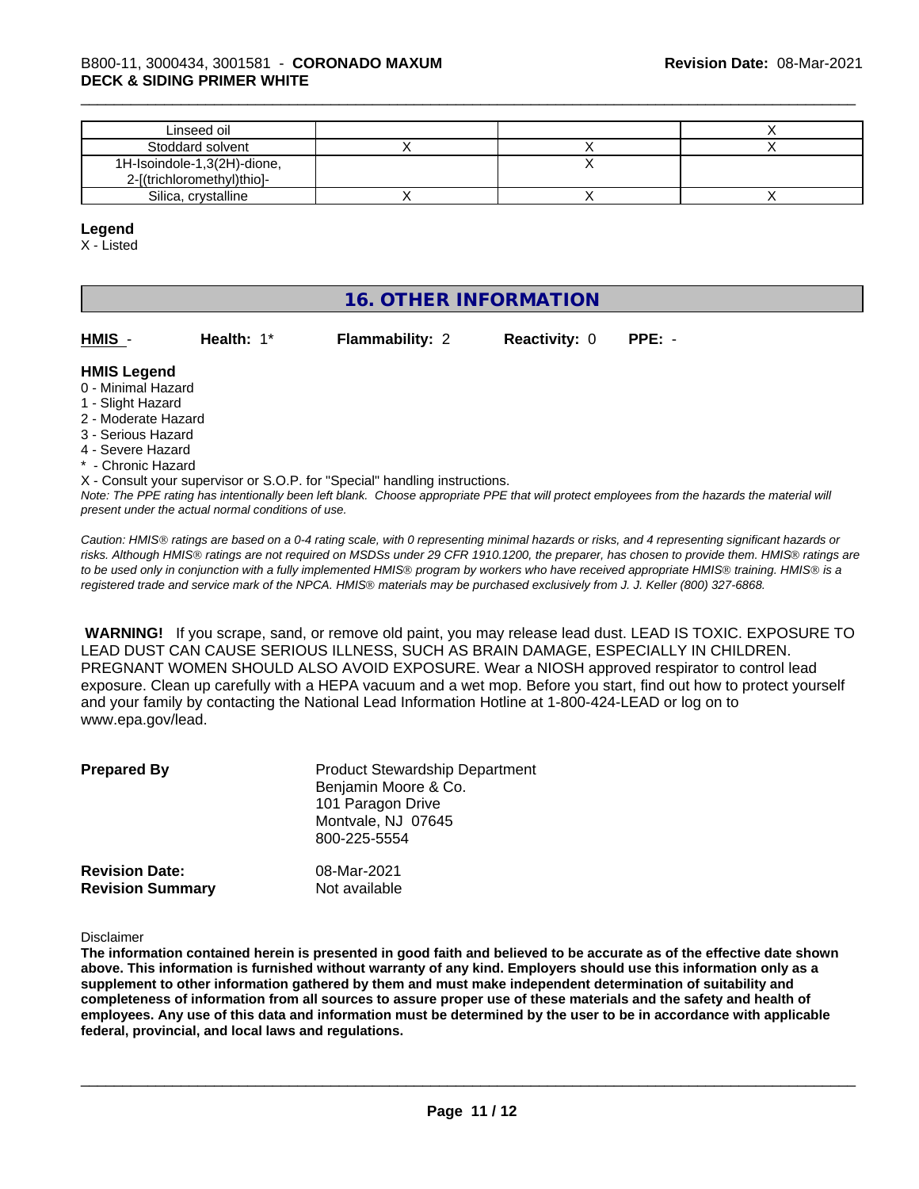| Linseed oil | | | X |
|---|---|---|---|
| Stoddard solvent | X | X | X |
| 1H-Isoindole-1,3(2H)-dione, 2-[(trichloromethyl)thio]- | | X | |
| Silica, crystalline | X | X | X |

**Legend**

X - Listed

## 16. OTHER INFORMATION

**HMIS** - **Health:** 1* **Flammability:** 2 **Reactivity:** 0 **PPE:** -

**HMIS Legend**

0 - Minimal Hazard
1 - Slight Hazard
2 - Moderate Hazard
3 - Serious Hazard
4 - Severe Hazard
* - Chronic Hazard
X - Consult your supervisor or S.O.P. for "Special" handling instructions.

*Note: The PPE rating has intentionally been left blank. Choose appropriate PPE that will protect employees from the hazards the material will present under the actual normal conditions of use.*

*Caution: HMIS® ratings are based on a 0-4 rating scale, with 0 representing minimal hazards or risks, and 4 representing significant hazards or risks. Although HMIS® ratings are not required on MSDSs under 29 CFR 1910.1200, the preparer, has chosen to provide them. HMIS® ratings are to be used only in conjunction with a fully implemented HMIS® program by workers who have received appropriate HMIS® training. HMIS® is a registered trade and service mark of the NPCA. HMIS® materials may be purchased exclusively from J. J. Keller (800) 327-6868.*

**WARNING!** If you scrape, sand, or remove old paint, you may release lead dust. LEAD IS TOXIC. EXPOSURE TO LEAD DUST CAN CAUSE SERIOUS ILLNESS, SUCH AS BRAIN DAMAGE, ESPECIALLY IN CHILDREN. PREGNANT WOMEN SHOULD ALSO AVOID EXPOSURE. Wear a NIOSH approved respirator to control lead exposure. Clean up carefully with a HEPA vacuum and a wet mop. Before you start, find out how to protect yourself and your family by contacting the National Lead Information Hotline at 1-800-424-LEAD or log on to www.epa.gov/lead.

**Prepared By**
Product Stewardship Department
Benjamin Moore & Co.
101 Paragon Drive
Montvale, NJ 07645
800-225-5554

**Revision Date:** 08-Mar-2021
**Revision Summary** Not available

Disclaimer

**The information contained herein is presented in good faith and believed to be accurate as of the effective date shown above. This information is furnished without warranty of any kind. Employers should use this information only as a supplement to other information gathered by them and must make independent determination of suitability and completeness of information from all sources to assure proper use of these materials and the safety and health of employees. Any use of this data and information must be determined by the user to be in accordance with applicable federal, provincial, and local laws and regulations.**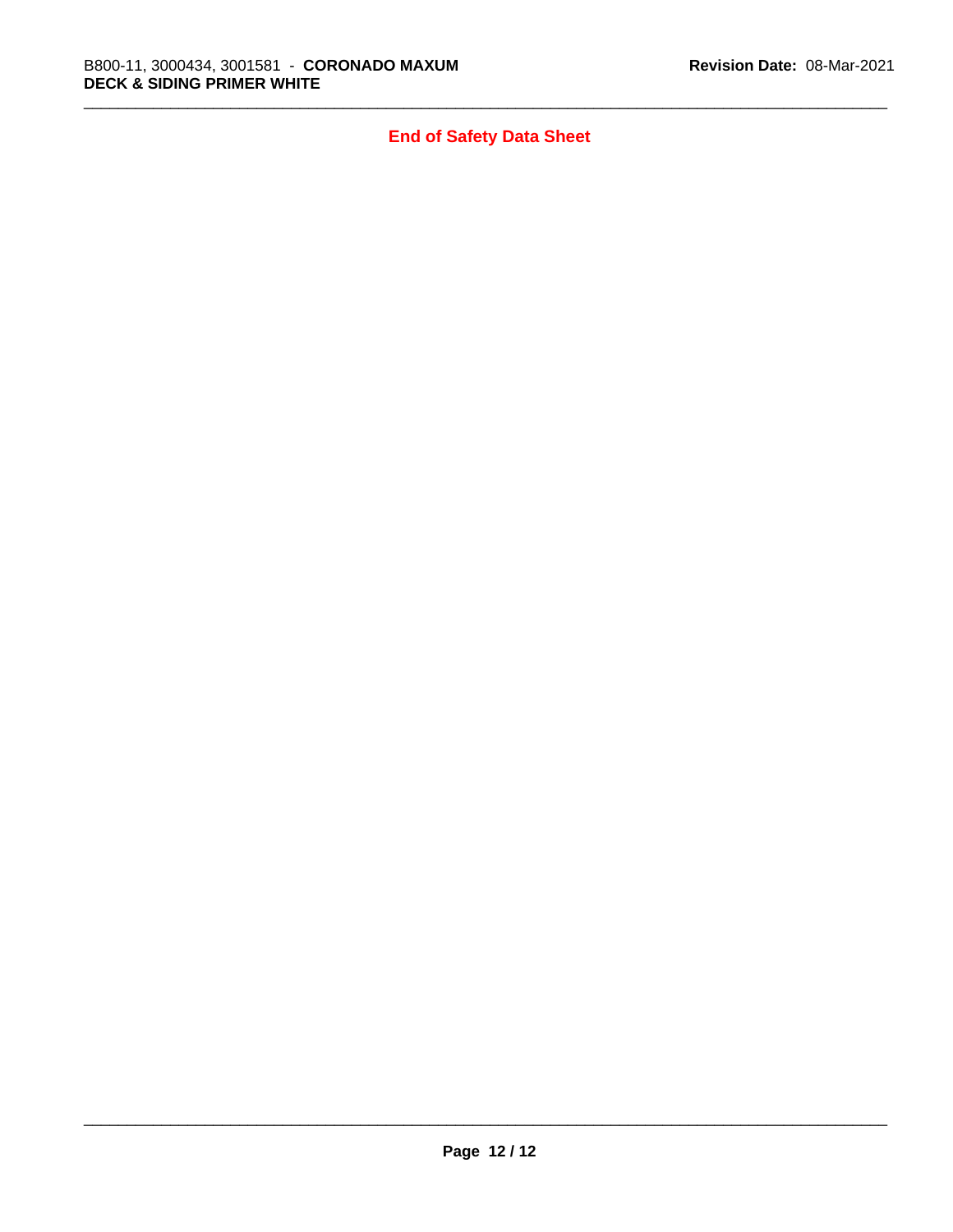**End of Safety Data Sheet**